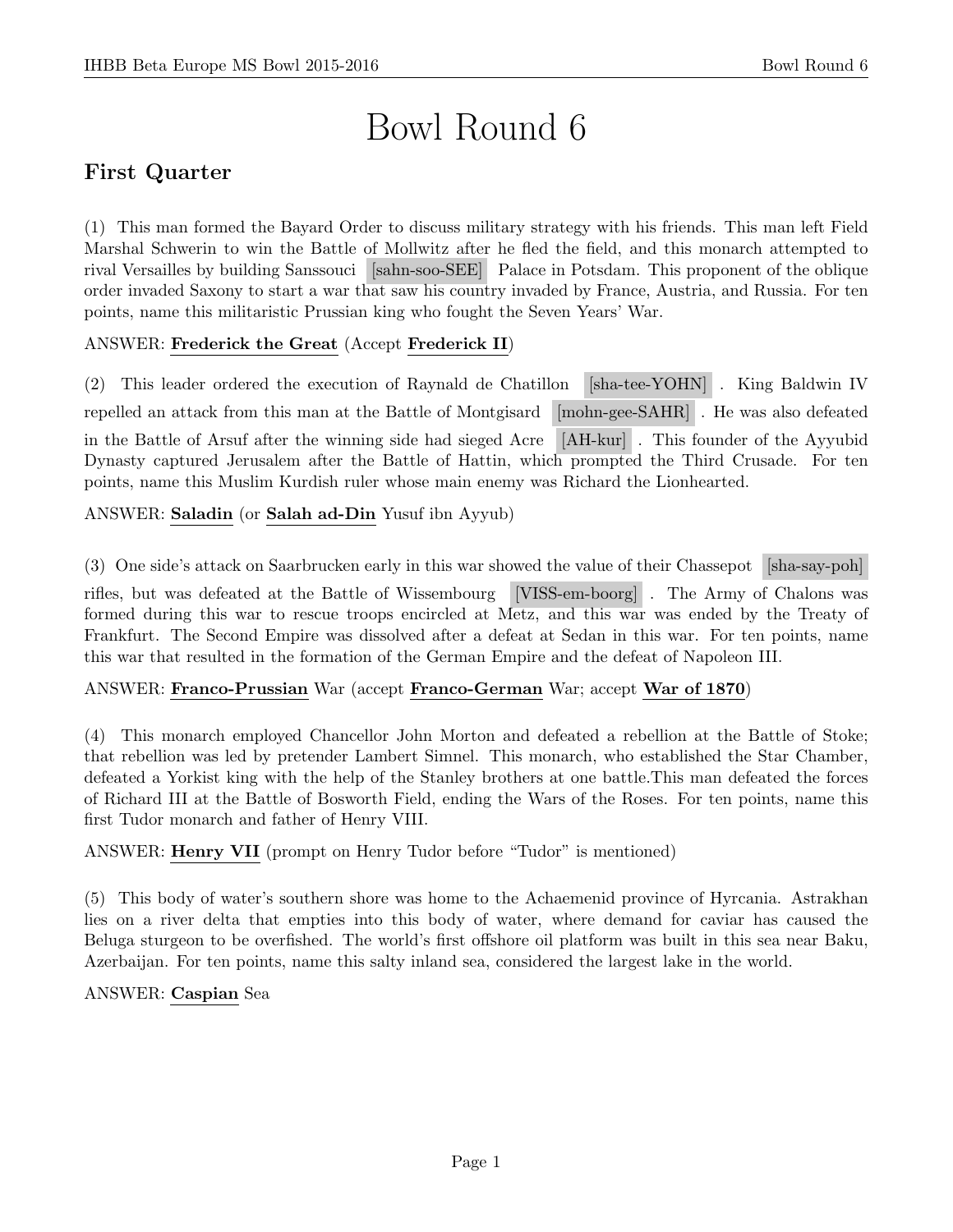# Bowl Round 6

## First Quarter

(1) This man formed the Bayard Order to discuss military strategy with his friends. This man left Field Marshal Schwerin to win the Battle of Mollwitz after he fled the field, and this monarch attempted to rival Versailles by building Sanssouci [sahn-soo-SEE] Palace in Potsdam. This proponent of the oblique order invaded Saxony to start a war that saw his country invaded by France, Austria, and Russia. For ten points, name this militaristic Prussian king who fought the Seven Years' War.

ANSWER: **Frederick the Great** (Accept **Frederick II**)

(2) This leader ordered the execution of Raynald de Chatillon [sha-tee-YOHN] . King Baldwin IV repelled an attack from this man at the Battle of Montgisard [mohn-gee-SAHR] . He was also defeated in the Battle of Arsuf after the winning side had sieged Acre [AH-kur] . This founder of the Ayyubid Dynasty captured Jerusalem after the Battle of Hattin, which prompted the Third Crusade. For ten points, name this Muslim Kurdish ruler whose main enemy was Richard the Lionhearted.

ANSWER: **Saladin** (or **Salah ad-Din** Yusuf ibn Ayyub)

(3) One side's attack on Saarbrucken early in this war showed the value of their Chassepot [sha-say-poh] rifles, but was defeated at the Battle of Wissembourg [VISS-em-boorg] . The Army of Chalons was formed during this war to rescue troops encircled at Metz, and this war was ended by the Treaty of Frankfurt. The Second Empire was dissolved after a defeat at Sedan in this war. For ten points, name this war that resulted in the formation of the German Empire and the defeat of Napoleon III.

ANSWER: **Franco-Prussian** War (accept **Franco-German** War; accept **War of 1870**)

(4) This monarch employed Chancellor John Morton and defeated a rebellion at the Battle of Stoke; that rebellion was led by pretender Lambert Simnel. This monarch, who established the Star Chamber, defeated a Yorkist king with the help of the Stanley brothers at one battle.This man defeated the forces of Richard III at the Battle of Bosworth Field, ending the Wars of the Roses. For ten points, name this first Tudor monarch and father of Henry VIII.

ANSWER: **Henry VII** (prompt on Henry Tudor before "Tudor" is mentioned)

(5) This body of water's southern shore was home to the Achaemenid province of Hyrcania. Astrakhan lies on a river delta that empties into this body of water, where demand for caviar has caused the Beluga sturgeon to be overfished. The world's first offshore oil platform was built in this sea near Baku, Azerbaijan. For ten points, name this salty inland sea, considered the largest lake in the world.

ANSWER: **Caspian** Sea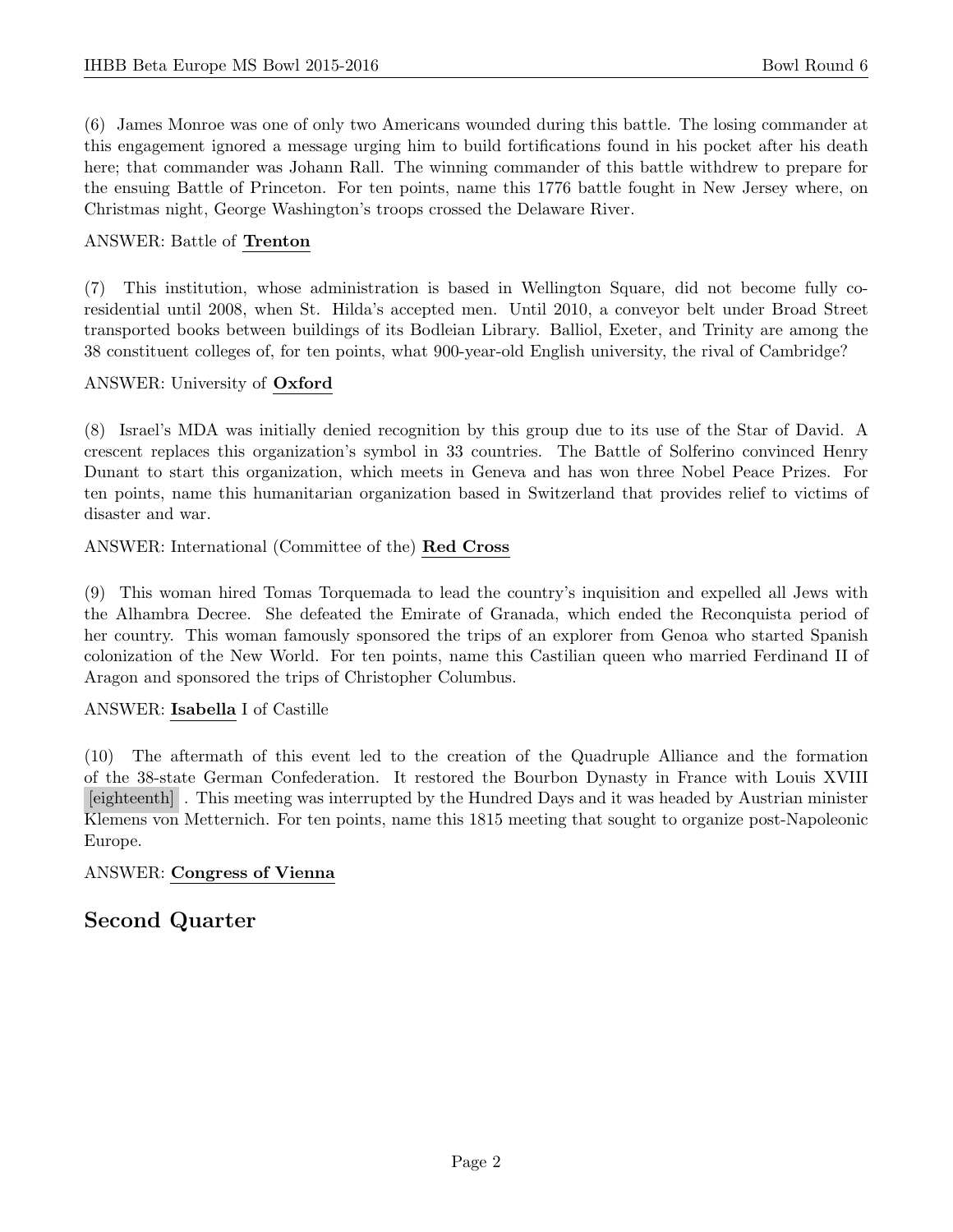(6) James Monroe was one of only two Americans wounded during this battle. The losing commander at this engagement ignored a message urging him to build fortifications found in his pocket after his death here; that commander was Johann Rall. The winning commander of this battle withdrew to prepare for the ensuing Battle of Princeton. For ten points, name this 1776 battle fought in New Jersey where, on Christmas night, George Washington's troops crossed the Delaware River.

ANSWER: Battle of **Trenton**

(7) This institution, whose administration is based in Wellington Square, did not become fully co-residential until 2008, when St. Hilda's accepted men. Until 2010, a conveyor belt under Broad Street transported books between buildings of its Bodleian Library. Balliol, Exeter, and Trinity are among the 38 constituent colleges of, for ten points, what 900-year-old English university, the rival of Cambridge?

ANSWER: University of **Oxford**

(8) Israel's MDA was initially denied recognition by this group due to its use of the Star of David. A crescent replaces this organization's symbol in 33 countries. The Battle of Solferino convinced Henry Dunant to start this organization, which meets in Geneva and has won three Nobel Peace Prizes. For ten points, name this humanitarian organization based in Switzerland that provides relief to victims of disaster and war.

ANSWER: International (Committee of the) **Red Cross**

(9) This woman hired Tomas Torquemada to lead the country's inquisition and expelled all Jews with the Alhambra Decree. She defeated the Emirate of Granada, which ended the Reconquista period of her country. This woman famously sponsored the trips of an explorer from Genoa who started Spanish colonization of the New World. For ten points, name this Castilian queen who married Ferdinand II of Aragon and sponsored the trips of Christopher Columbus.

ANSWER: **Isabella** I of Castille

(10) The aftermath of this event led to the creation of the Quadruple Alliance and the formation of the 38-state German Confederation. It restored the Bourbon Dynasty in France with Louis XVIII [eighteenth] . This meeting was interrupted by the Hundred Days and it was headed by Austrian minister Klemens von Metternich. For ten points, name this 1815 meeting that sought to organize post-Napoleonic Europe.

ANSWER: **Congress of Vienna**

## Second Quarter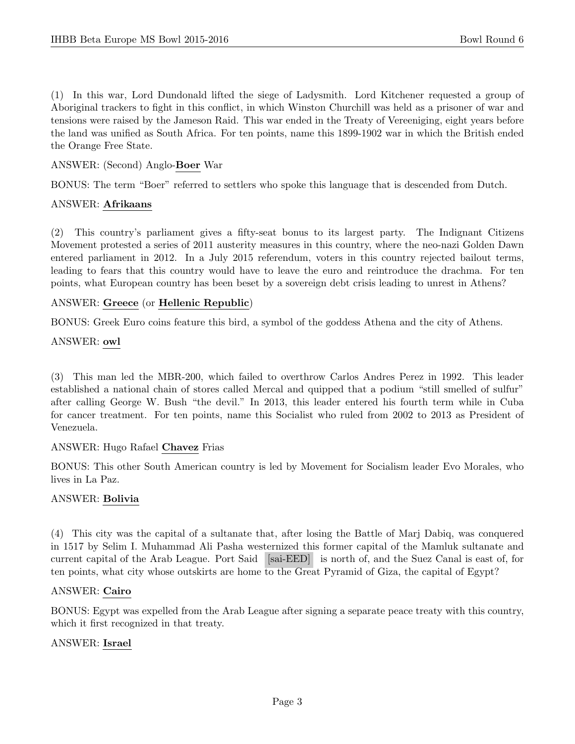(1) In this war, Lord Dundonald lifted the siege of Ladysmith. Lord Kitchener requested a group of Aboriginal trackers to fight in this conflict, in which Winston Churchill was held as a prisoner of war and tensions were raised by the Jameson Raid. This war ended in the Treaty of Vereeniging, eight years before the land was unified as South Africa. For ten points, name this 1899-1902 war in which the British ended the Orange Free State.

ANSWER: (Second) Anglo-**Boer** War

BONUS: The term "Boer" referred to settlers who spoke this language that is descended from Dutch.

ANSWER: **Afrikaans**

(2) This country's parliament gives a fifty-seat bonus to its largest party. The Indignant Citizens Movement protested a series of 2011 austerity measures in this country, where the neo-nazi Golden Dawn entered parliament in 2012. In a July 2015 referendum, voters in this country rejected bailout terms, leading to fears that this country would have to leave the euro and reintroduce the drachma. For ten points, what European country has been beset by a sovereign debt crisis leading to unrest in Athens?

ANSWER: **Greece** (or **Hellenic Republic**)

BONUS: Greek Euro coins feature this bird, a symbol of the goddess Athena and the city of Athens.

ANSWER: **owl**

(3) This man led the MBR-200, which failed to overthrow Carlos Andres Perez in 1992. This leader established a national chain of stores called Mercal and quipped that a podium "still smelled of sulfur" after calling George W. Bush "the devil." In 2013, this leader entered his fourth term while in Cuba for cancer treatment. For ten points, name this Socialist who ruled from 2002 to 2013 as President of Venezuela.

ANSWER: Hugo Rafael **Chavez** Frias

BONUS: This other South American country is led by Movement for Socialism leader Evo Morales, who lives in La Paz.

ANSWER: **Bolivia**

(4) This city was the capital of a sultanate that, after losing the Battle of Marj Dabiq, was conquered in 1517 by Selim I. Muhammad Ali Pasha westernized this former capital of the Mamluk sultanate and current capital of the Arab League. Port Said [sai-EED] is north of, and the Suez Canal is east of, for ten points, what city whose outskirts are home to the Great Pyramid of Giza, the capital of Egypt?

ANSWER: **Cairo**

BONUS: Egypt was expelled from the Arab League after signing a separate peace treaty with this country, which it first recognized in that treaty.

ANSWER: **Israel**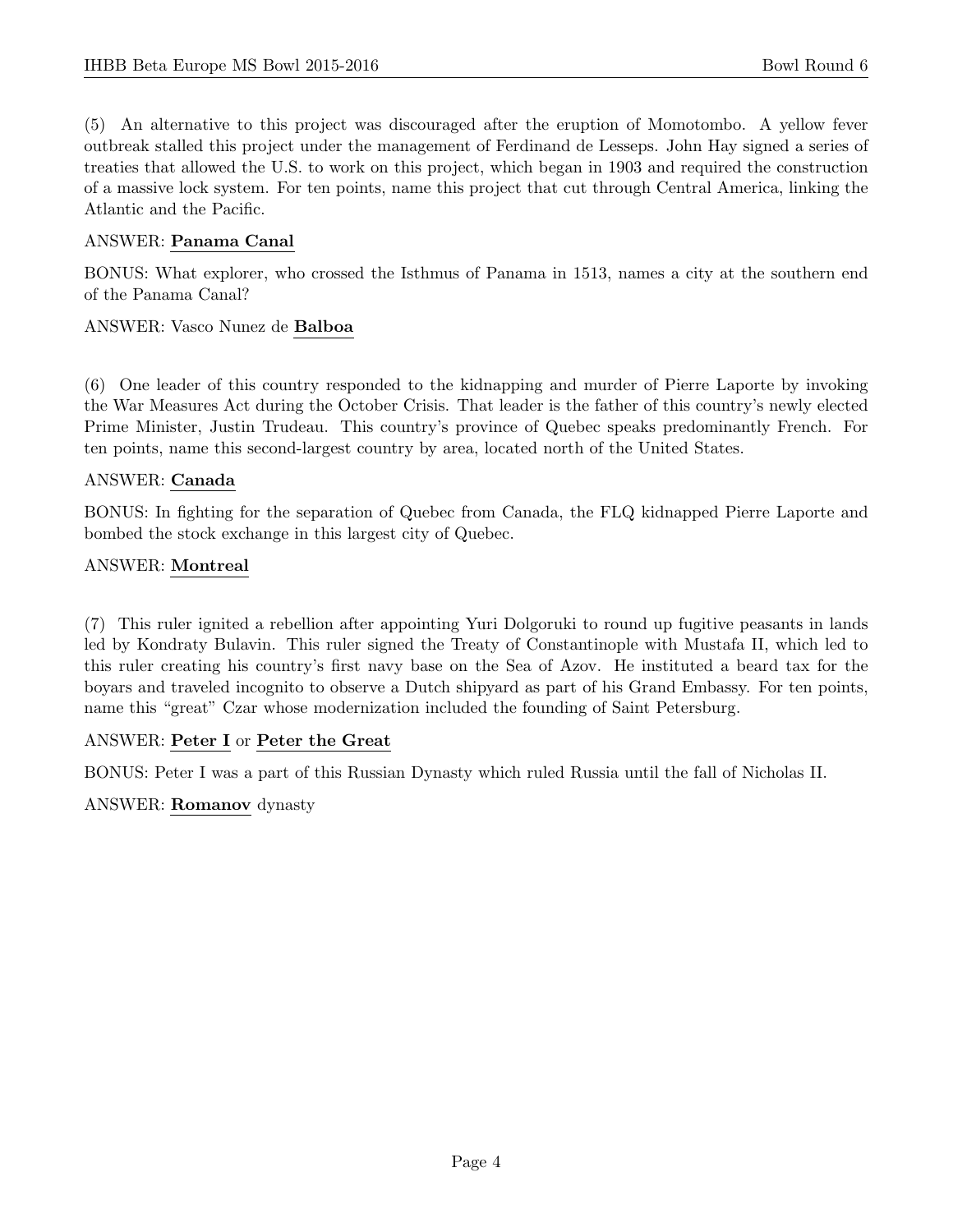(5) An alternative to this project was discouraged after the eruption of Momotombo. A yellow fever outbreak stalled this project under the management of Ferdinand de Lesseps. John Hay signed a series of treaties that allowed the U.S. to work on this project, which began in 1903 and required the construction of a massive lock system. For ten points, name this project that cut through Central America, linking the Atlantic and the Pacific.

ANSWER: **Panama Canal**

BONUS: What explorer, who crossed the Isthmus of Panama in 1513, names a city at the southern end of the Panama Canal?

ANSWER: Vasco Nunez de **Balboa**

(6) One leader of this country responded to the kidnapping and murder of Pierre Laporte by invoking the War Measures Act during the October Crisis. That leader is the father of this country's newly elected Prime Minister, Justin Trudeau. This country's province of Quebec speaks predominantly French. For ten points, name this second-largest country by area, located north of the United States.

ANSWER: **Canada**

BONUS: In fighting for the separation of Quebec from Canada, the FLQ kidnapped Pierre Laporte and bombed the stock exchange in this largest city of Quebec.

ANSWER: **Montreal**

(7) This ruler ignited a rebellion after appointing Yuri Dolgoruki to round up fugitive peasants in lands led by Kondraty Bulavin. This ruler signed the Treaty of Constantinople with Mustafa II, which led to this ruler creating his country's first navy base on the Sea of Azov. He instituted a beard tax for the boyars and traveled incognito to observe a Dutch shipyard as part of his Grand Embassy. For ten points, name this "great" Czar whose modernization included the founding of Saint Petersburg.

ANSWER: **Peter I** or **Peter the Great**

BONUS: Peter I was a part of this Russian Dynasty which ruled Russia until the fall of Nicholas II.

ANSWER: **Romanov** dynasty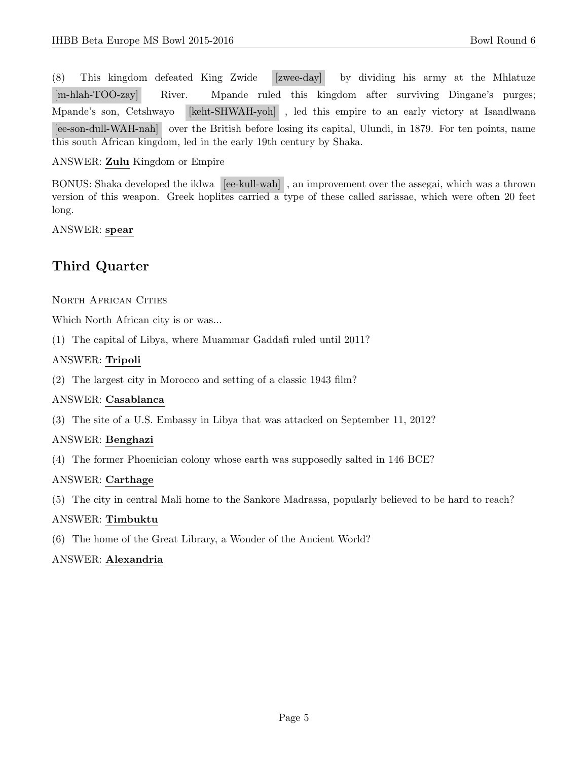(8) This kingdom defeated King Zwide [zwee-day] by dividing his army at the Mhlatuze [m-hlah-TOO-zay] River. Mpande ruled this kingdom after surviving Dingane's purges; Mpande's son, Cetshwayo [keht-SHWAH-yoh], led this empire to an early victory at Isandlwana [ee-son-dull-WAH-nah] over the British before losing its capital, Ulundi, in 1879. For ten points, name this south African kingdom, led in the early 19th century by Shaka.

ANSWER: **Zulu** Kingdom or Empire

BONUS: Shaka developed the iklwa [ee-kull-wah], an improvement over the assegai, which was a thrown version of this weapon. Greek hoplites carried a type of these called sarissae, which were often 20 feet long.

ANSWER: **spear**

## Third Quarter

North African Cities

Which North African city is or was...

(1) The capital of Libya, where Muammar Gaddafi ruled until 2011?

ANSWER: **Tripoli**

(2) The largest city in Morocco and setting of a classic 1943 film?

ANSWER: **Casablanca**

(3) The site of a U.S. Embassy in Libya that was attacked on September 11, 2012?

ANSWER: **Benghazi**

(4) The former Phoenician colony whose earth was supposedly salted in 146 BCE?

ANSWER: **Carthage**

(5) The city in central Mali home to the Sankore Madrassa, popularly believed to be hard to reach?

ANSWER: **Timbuktu**

(6) The home of the Great Library, a Wonder of the Ancient World?

ANSWER: **Alexandria**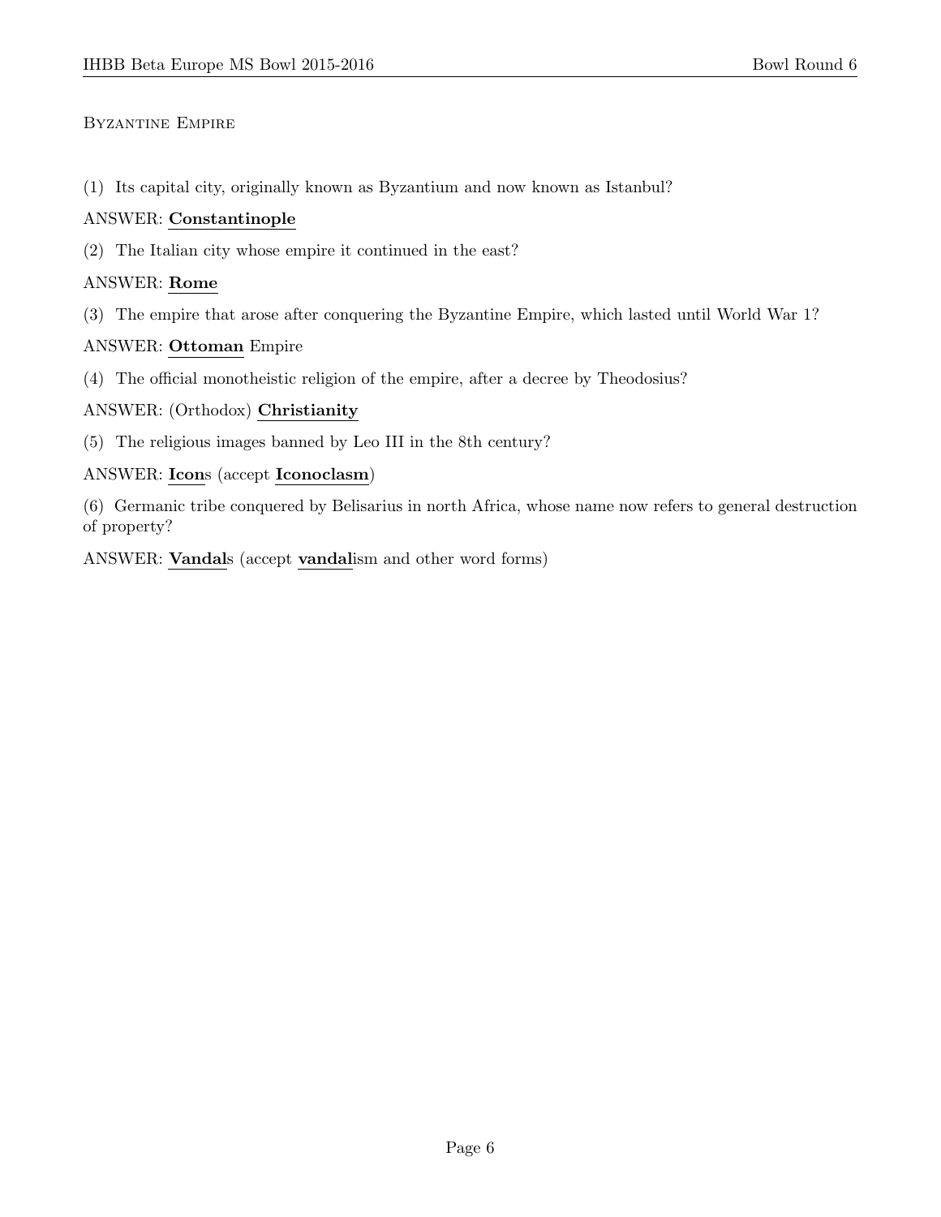## Byzantine Empire

(1) Its capital city, originally known as Byzantium and now known as Istanbul?

ANSWER: **Constantinople**

(2) The Italian city whose empire it continued in the east?

ANSWER: **Rome**

(3) The empire that arose after conquering the Byzantine Empire, which lasted until World War 1?

ANSWER: **Ottoman** Empire

(4) The official monotheistic religion of the empire, after a decree by Theodosius?

ANSWER: (Orthodox) **Christianity**

(5) The religious images banned by Leo III in the 8th century?

ANSWER: **Icon**s (accept **Iconoclasm**)

(6) Germanic tribe conquered by Belisarius in north Africa, whose name now refers to general destruction of property?

ANSWER: **Vandal**s (accept **vandal**ism and other word forms)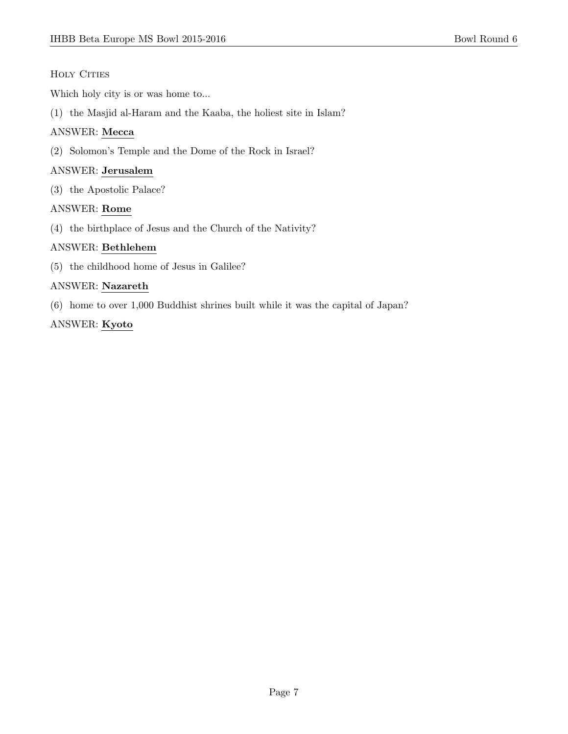## Holy Cities

Which holy city is or was home to...

(1) the Masjid al-Haram and the Kaaba, the holiest site in Islam?

ANSWER: **Mecca**

(2) Solomon's Temple and the Dome of the Rock in Israel?

ANSWER: **Jerusalem**

(3) the Apostolic Palace?

ANSWER: **Rome**

(4) the birthplace of Jesus and the Church of the Nativity?

ANSWER: **Bethlehem**

(5) the childhood home of Jesus in Galilee?

ANSWER: **Nazareth**

(6) home to over 1,000 Buddhist shrines built while it was the capital of Japan?

ANSWER: **Kyoto**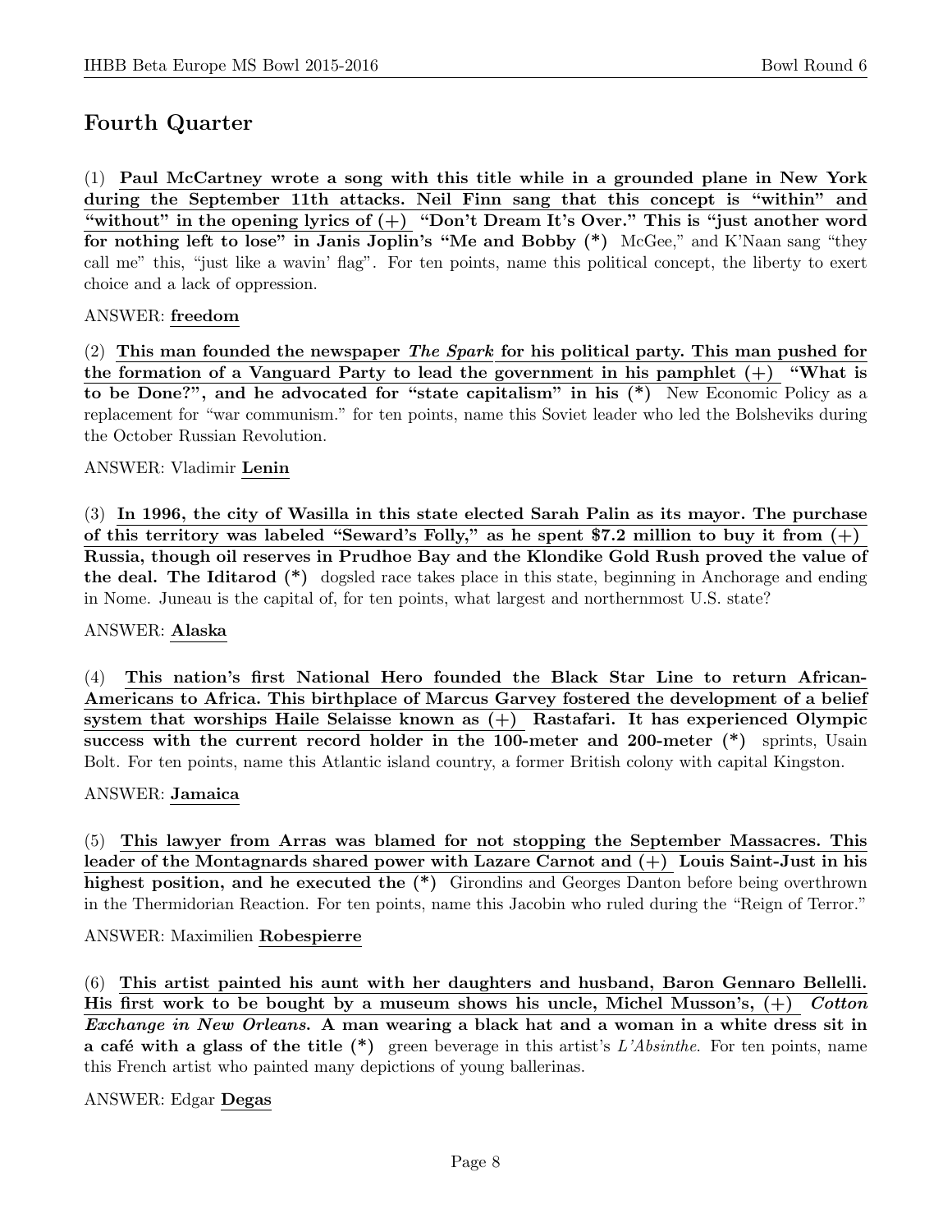## Fourth Quarter

(1) **Paul McCartney wrote a song with this title while in a grounded plane in New York during the September 11th attacks. Neil Finn sang that this concept is "within" and "without" in the opening lyrics of (+) "Don't Dream It's Over." This is "just another word for nothing left to lose" in Janis Joplin's "Me and Bobby (*)** McGee," and K'Naan sang "they call me" this, "just like a wavin' flag". For ten points, name this political concept, the liberty to exert choice and a lack of oppression.

ANSWER: **freedom**

(2) **This man founded the newspaper *The Spark* for his political party. This man pushed for the formation of a Vanguard Party to lead the government in his pamphlet (+) "What is to be Done?", and he advocated for "state capitalism" in his (*)** New Economic Policy as a replacement for "war communism." for ten points, name this Soviet leader who led the Bolsheviks during the October Russian Revolution.

ANSWER: Vladimir **Lenin**

(3) **In 1996, the city of Wasilla in this state elected Sarah Palin as its mayor. The purchase of this territory was labeled "Seward's Folly," as he spent $7.2 million to buy it from (+) Russia, though oil reserves in Prudhoe Bay and the Klondike Gold Rush proved the value of the deal. The Iditarod (*)** dogsled race takes place in this state, beginning in Anchorage and ending in Nome. Juneau is the capital of, for ten points, what largest and northernmost U.S. state?

ANSWER: **Alaska**

(4) **This nation's first National Hero founded the Black Star Line to return African-Americans to Africa. This birthplace of Marcus Garvey fostered the development of a belief system that worships Haile Selaisse known as (+) Rastafari. It has experienced Olympic success with the current record holder in the 100-meter and 200-meter (*)** sprints, Usain Bolt. For ten points, name this Atlantic island country, a former British colony with capital Kingston.

ANSWER: **Jamaica**

(5) **This lawyer from Arras was blamed for not stopping the September Massacres. This leader of the Montagnards shared power with Lazare Carnot and (+) Louis Saint-Just in his highest position, and he executed the (*)** Girondins and Georges Danton before being overthrown in the Thermidorian Reaction. For ten points, name this Jacobin who ruled during the "Reign of Terror."

ANSWER: Maximilien **Robespierre**

(6) **This artist painted his aunt with her daughters and husband, Baron Gennaro Bellelli. His first work to be bought by a museum shows his uncle, Michel Musson's, (+) *Cotton Exchange in New Orleans*. A man wearing a black hat and a woman in a white dress sit in a café with a glass of the title (*)** green beverage in this artist's *L'Absinthe*. For ten points, name this French artist who painted many depictions of young ballerinas.

ANSWER: Edgar **Degas**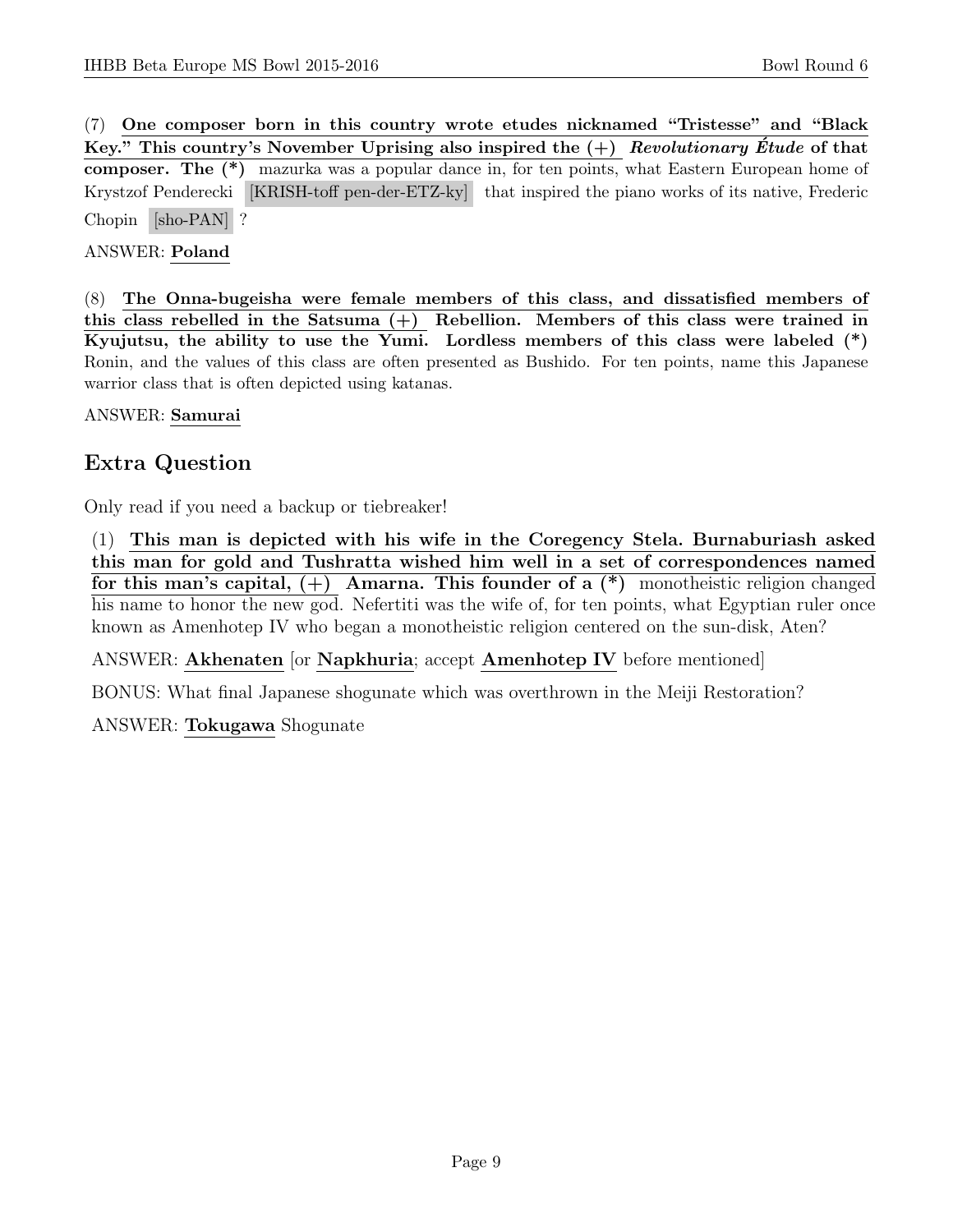(7) **One composer born in this country wrote etudes nicknamed "Tristesse" and "Black Key." This country's November Uprising also inspired the (+) *Revolutionary Étude* of that composer. The (*)** mazurka was a popular dance in, for ten points, what Eastern European home of Krystzof Penderecki [KRISH-toff pen-der-ETZ-ky] that inspired the piano works of its native, Frederic Chopin [sho-PAN] ?

ANSWER: **Poland**

(8) **The Onna-bugeisha were female members of this class, and dissatisfied members of this class rebelled in the Satsuma (+) Rebellion. Members of this class were trained in Kyujutsu, the ability to use the Yumi. Lordless members of this class were labeled (*)** Ronin, and the values of this class are often presented as Bushido. For ten points, name this Japanese warrior class that is often depicted using katanas.

ANSWER: **Samurai**

## Extra Question

Only read if you need a backup or tiebreaker!

(1) **This man is depicted with his wife in the Coregency Stela. Burnaburiash asked this man for gold and Tushratta wished him well in a set of correspondences named for this man's capital, (+) Amarna. This founder of a (*)** monotheistic religion changed his name to honor the new god. Nefertiti was the wife of, for ten points, what Egyptian ruler once known as Amenhotep IV who began a monotheistic religion centered on the sun-disk, Aten?

ANSWER: **Akhenaten** [or **Napkhuria**; accept **Amenhotep IV** before mentioned]

BONUS: What final Japanese shogunate which was overthrown in the Meiji Restoration?

ANSWER: **Tokugawa** Shogunate